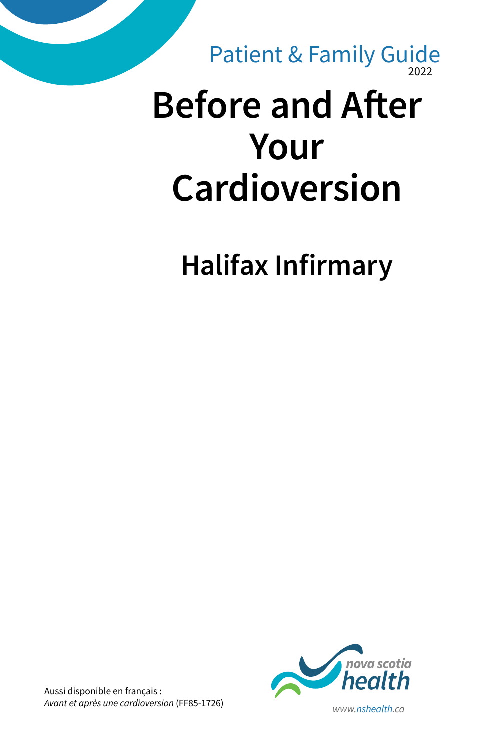Patient & Family Guide
2022

# Before and After Your Cardioversion

## Halifax Infirmary

Aussi disponible en français :
*Avant et après une cardioversion* (FF85-1726)

nova scotia health

www.nshealth.ca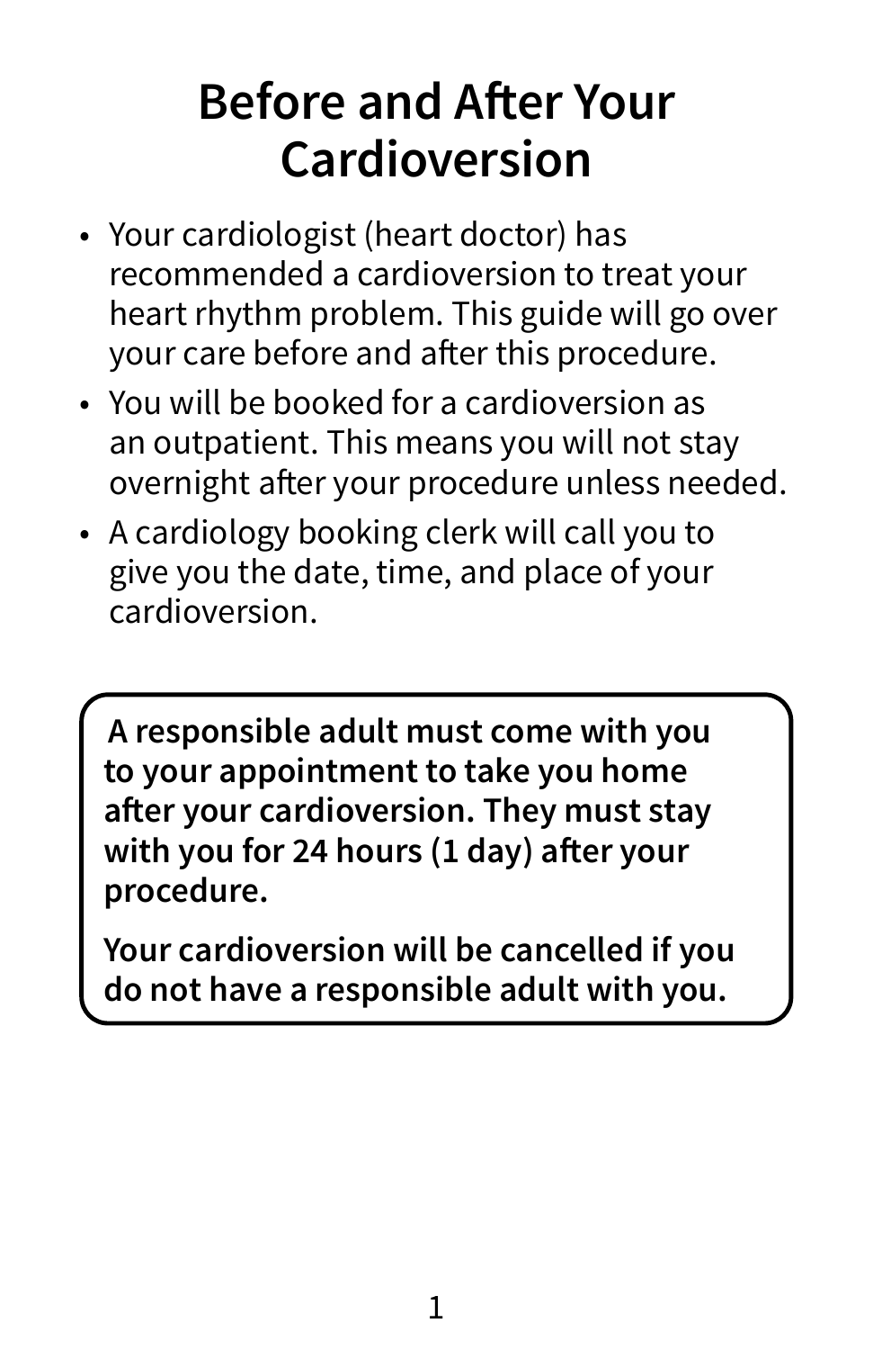# Before and After Your Cardioversion

- Your cardiologist (heart doctor) has recommended a cardioversion to treat your heart rhythm problem. This guide will go over your care before and after this procedure.
- You will be booked for a cardioversion as an outpatient. This means you will not stay overnight after your procedure unless needed.
- A cardiology booking clerk will call you to give you the date, time, and place of your cardioversion.

**A responsible adult must come with you to your appointment to take you home after your cardioversion. They must stay with you for 24 hours (1 day) after your procedure.**

**Your cardioversion will be cancelled if you do not have a responsible adult with you.**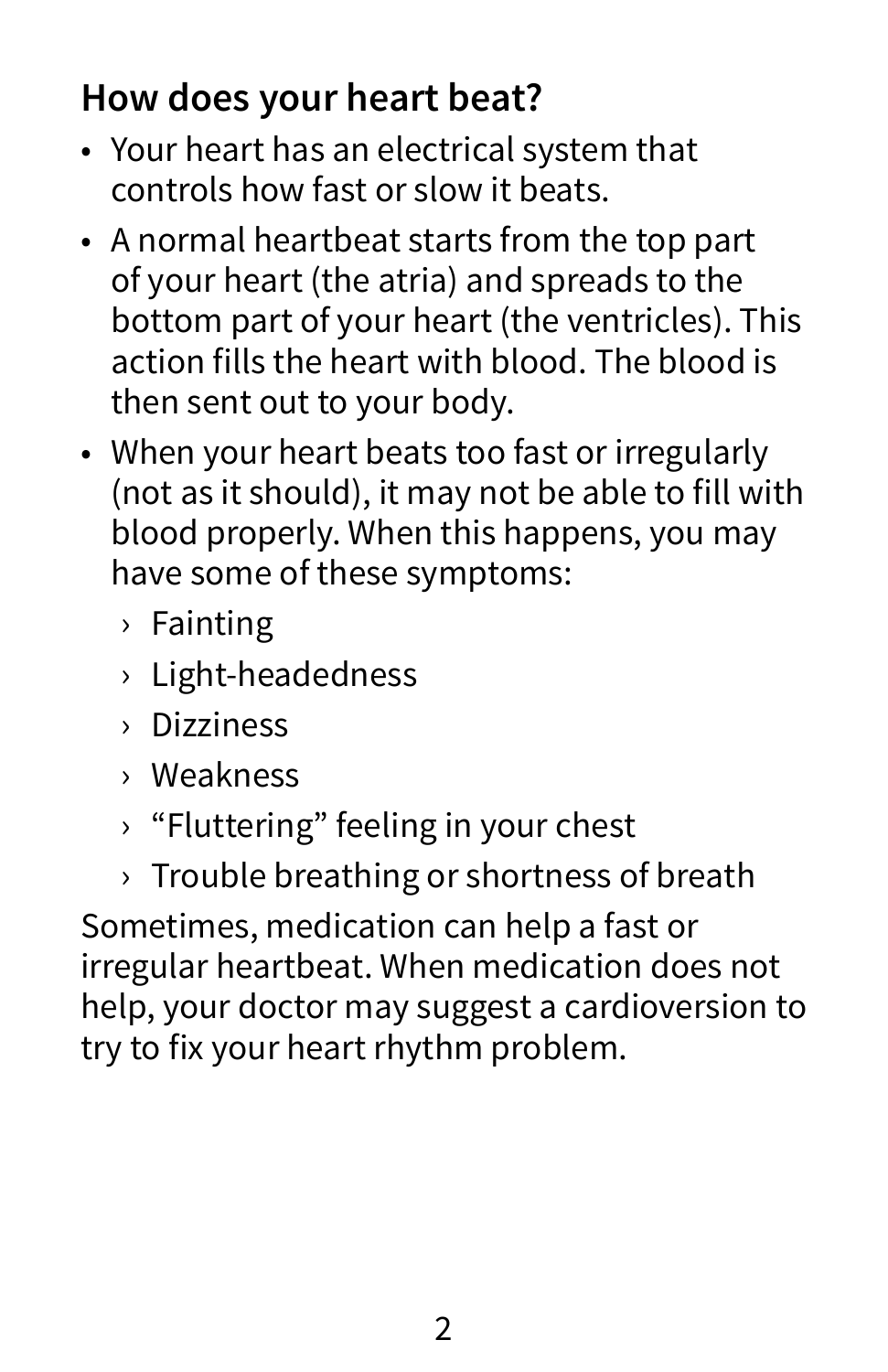## How does your heart beat?

- Your heart has an electrical system that controls how fast or slow it beats.
- A normal heartbeat starts from the top part of your heart (the atria) and spreads to the bottom part of your heart (the ventricles). This action fills the heart with blood. The blood is then sent out to your body.
- When your heart beats too fast or irregularly (not as it should), it may not be able to fill with blood properly. When this happens, you may have some of these symptoms:
  - Fainting
  - Light-headedness
  - Dizziness
  - Weakness
  - "Fluttering" feeling in your chest
  - Trouble breathing or shortness of breath

Sometimes, medication can help a fast or irregular heartbeat. When medication does not help, your doctor may suggest a cardioversion to try to fix your heart rhythm problem.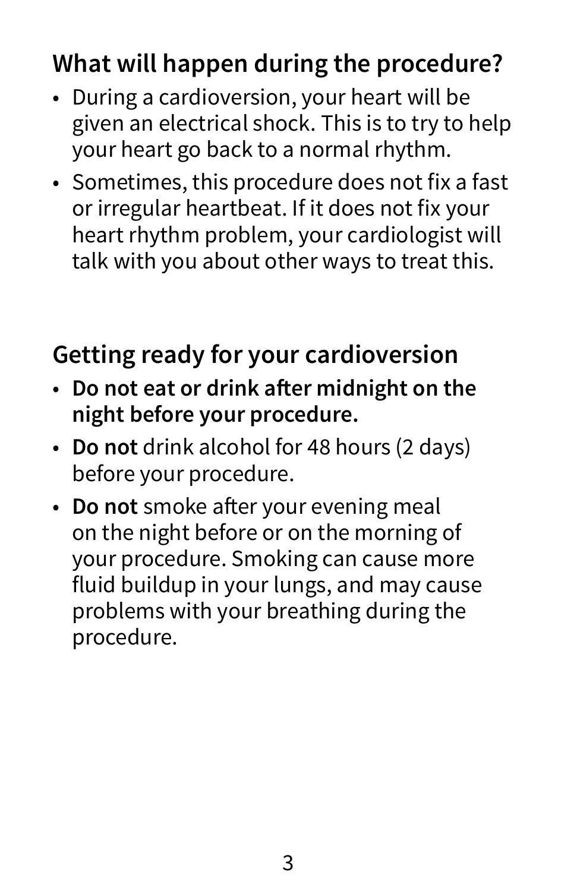## What will happen during the procedure?

- During a cardioversion, your heart will be given an electrical shock. This is to try to help your heart go back to a normal rhythm.
- Sometimes, this procedure does not fix a fast or irregular heartbeat. If it does not fix your heart rhythm problem, your cardiologist will talk with you about other ways to treat this.

## Getting ready for your cardioversion

- **Do not eat or drink after midnight on the night before your procedure.**
- **Do not** drink alcohol for 48 hours (2 days) before your procedure.
- **Do not** smoke after your evening meal on the night before or on the morning of your procedure. Smoking can cause more fluid buildup in your lungs, and may cause problems with your breathing during the procedure.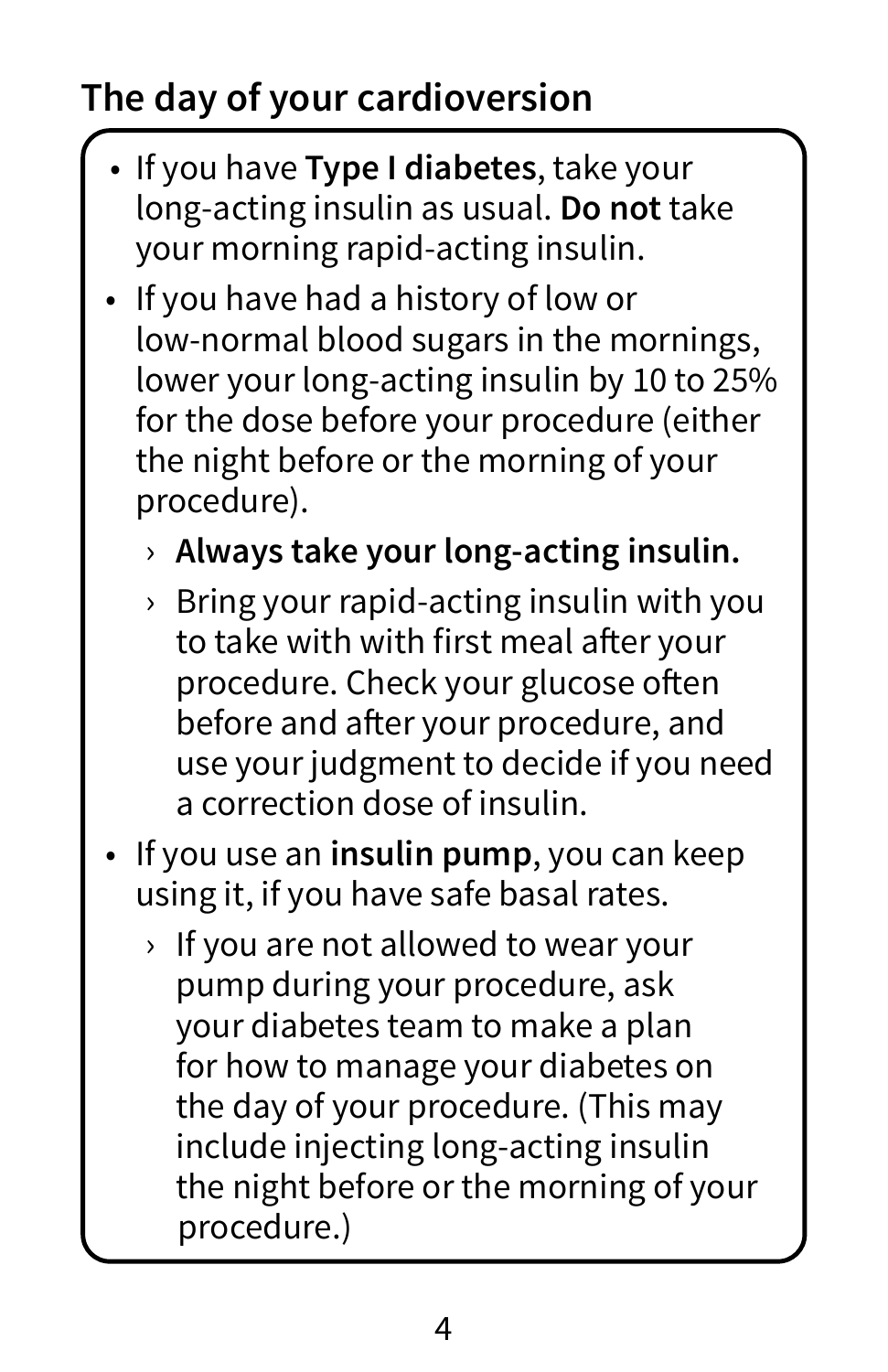## The day of your cardioversion

- If you have **Type I diabetes**, take your long-acting insulin as usual. **Do not** take your morning rapid-acting insulin.
- If you have had a history of low or low-normal blood sugars in the mornings, lower your long-acting insulin by 10 to 25% for the dose before your procedure (either the night before or the morning of your procedure).
  - **Always take your long-acting insulin.**
  - Bring your rapid-acting insulin with you to take with with first meal after your procedure. Check your glucose often before and after your procedure, and use your judgment to decide if you need a correction dose of insulin.
- If you use an **insulin pump**, you can keep using it, if you have safe basal rates.
  - If you are not allowed to wear your pump during your procedure, ask your diabetes team to make a plan for how to manage your diabetes on the day of your procedure. (This may include injecting long-acting insulin the night before or the morning of your procedure.)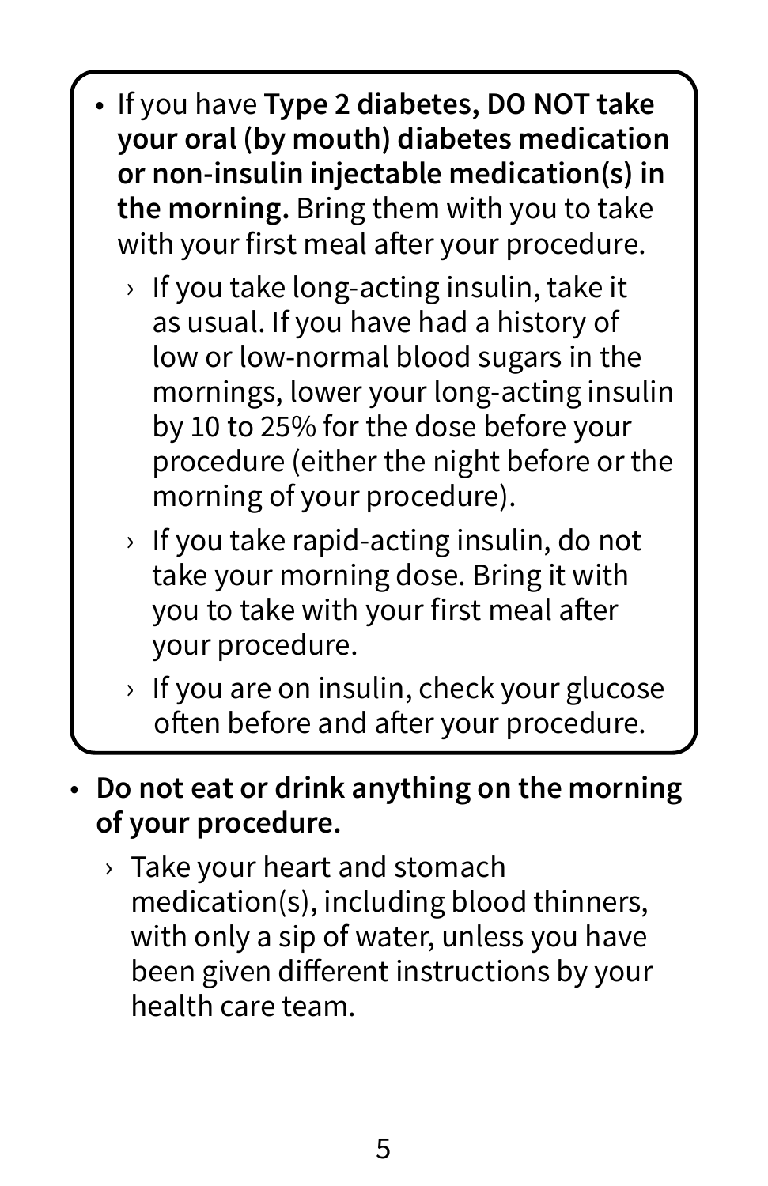- If you have **Type 2 diabetes, DO NOT take your oral (by mouth) diabetes medication or non-insulin injectable medication(s) in the morning.** Bring them with you to take with your first meal after your procedure.
  - If you take long-acting insulin, take it as usual. If you have had a history of low or low-normal blood sugars in the mornings, lower your long-acting insulin by 10 to 25% for the dose before your procedure (either the night before or the morning of your procedure).
  - If you take rapid-acting insulin, do not take your morning dose. Bring it with you to take with your first meal after your procedure.
  - If you are on insulin, check your glucose often before and after your procedure.

- **Do not eat or drink anything on the morning of your procedure.**
  - Take your heart and stomach medication(s), including blood thinners, with only a sip of water, unless you have been given different instructions by your health care team.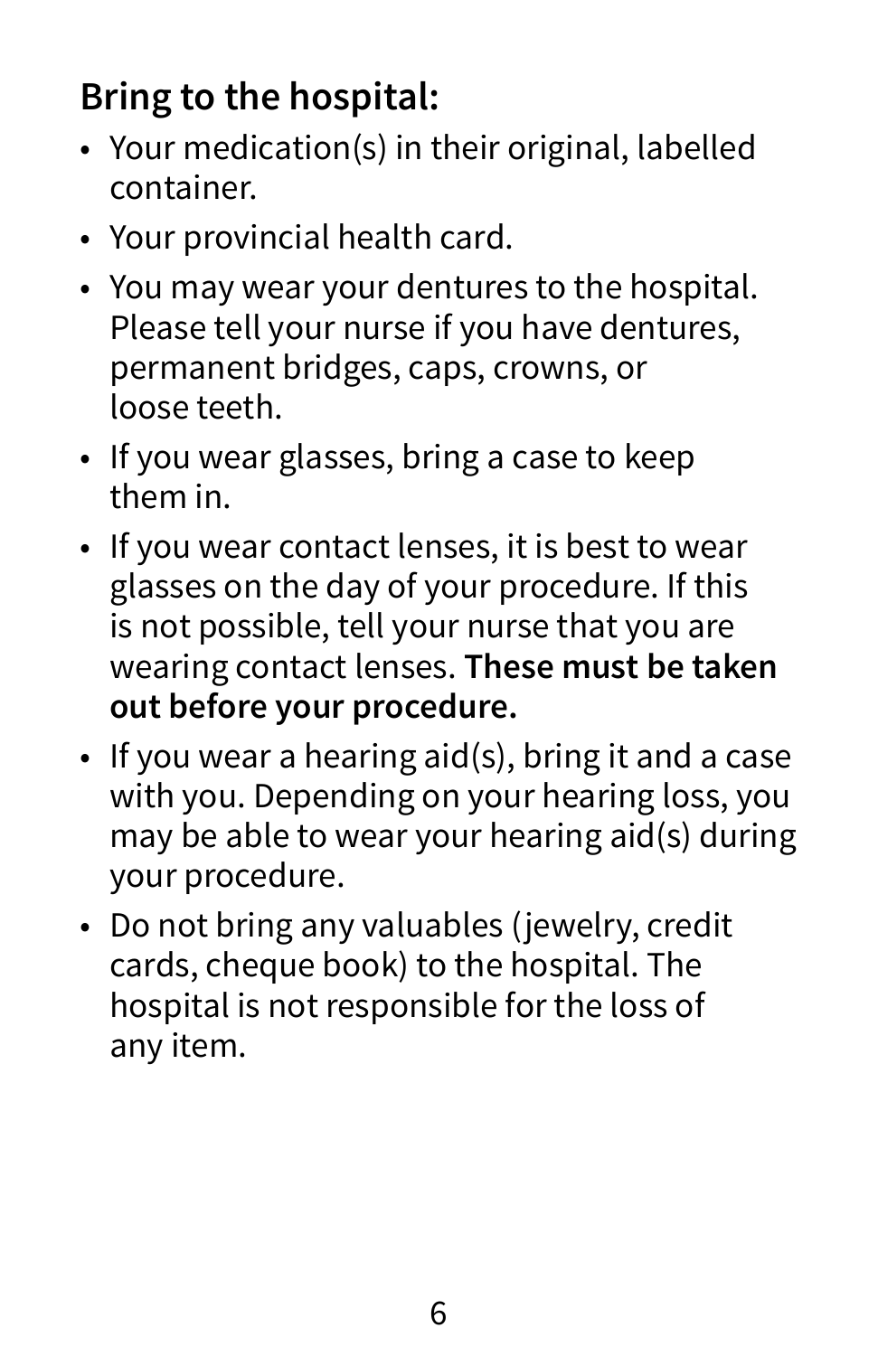## Bring to the hospital:

- Your medication(s) in their original, labelled container.
- Your provincial health card.
- You may wear your dentures to the hospital. Please tell your nurse if you have dentures, permanent bridges, caps, crowns, or loose teeth.
- If you wear glasses, bring a case to keep them in.
- If you wear contact lenses, it is best to wear glasses on the day of your procedure. If this is not possible, tell your nurse that you are wearing contact lenses. **These must be taken out before your procedure.**
- If you wear a hearing aid(s), bring it and a case with you. Depending on your hearing loss, you may be able to wear your hearing aid(s) during your procedure.
- Do not bring any valuables (jewelry, credit cards, cheque book) to the hospital. The hospital is not responsible for the loss of any item.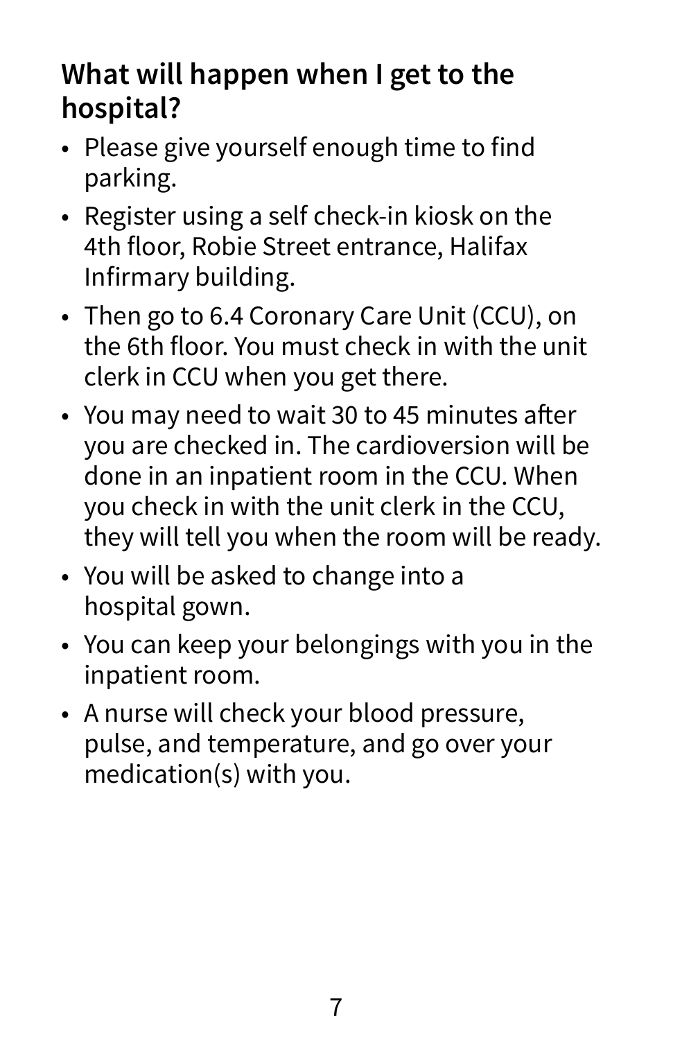## What will happen when I get to the hospital?

- Please give yourself enough time to find parking.
- Register using a self check-in kiosk on the 4th floor, Robie Street entrance, Halifax Infirmary building.
- Then go to 6.4 Coronary Care Unit (CCU), on the 6th floor. You must check in with the unit clerk in CCU when you get there.
- You may need to wait 30 to 45 minutes after you are checked in. The cardioversion will be done in an inpatient room in the CCU. When you check in with the unit clerk in the CCU, they will tell you when the room will be ready.
- You will be asked to change into a hospital gown.
- You can keep your belongings with you in the inpatient room.
- A nurse will check your blood pressure, pulse, and temperature, and go over your medication(s) with you.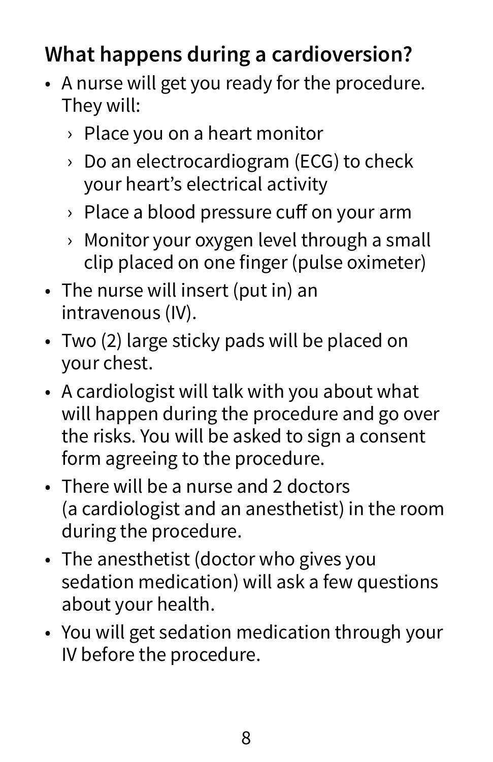## What happens during a cardioversion?

- A nurse will get you ready for the procedure. They will:
  - Place you on a heart monitor
  - Do an electrocardiogram (ECG) to check your heart's electrical activity
  - Place a blood pressure cuff on your arm
  - Monitor your oxygen level through a small clip placed on one finger (pulse oximeter)
- The nurse will insert (put in) an intravenous (IV).
- Two (2) large sticky pads will be placed on your chest.
- A cardiologist will talk with you about what will happen during the procedure and go over the risks. You will be asked to sign a consent form agreeing to the procedure.
- There will be a nurse and 2 doctors (a cardiologist and an anesthetist) in the room during the procedure.
- The anesthetist (doctor who gives you sedation medication) will ask a few questions about your health.
- You will get sedation medication through your IV before the procedure.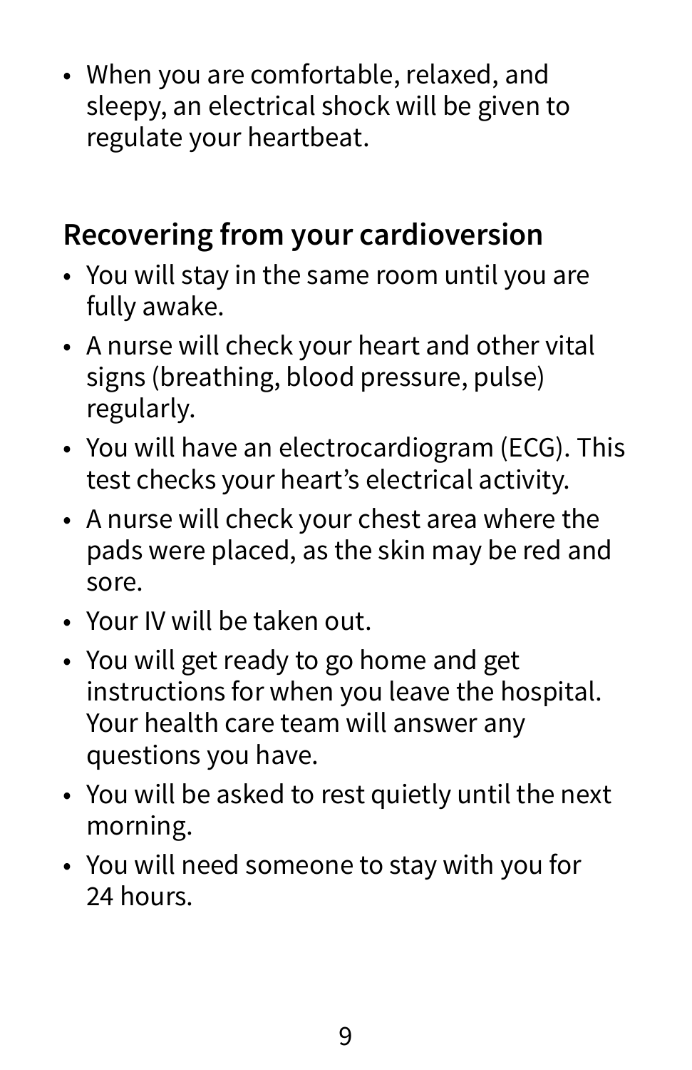- When you are comfortable, relaxed, and sleepy, an electrical shock will be given to regulate your heartbeat.

## Recovering from your cardioversion

- You will stay in the same room until you are fully awake.
- A nurse will check your heart and other vital signs (breathing, blood pressure, pulse) regularly.
- You will have an electrocardiogram (ECG). This test checks your heart's electrical activity.
- A nurse will check your chest area where the pads were placed, as the skin may be red and sore.
- Your IV will be taken out.
- You will get ready to go home and get instructions for when you leave the hospital. Your health care team will answer any questions you have.
- You will be asked to rest quietly until the next morning.
- You will need someone to stay with you for 24 hours.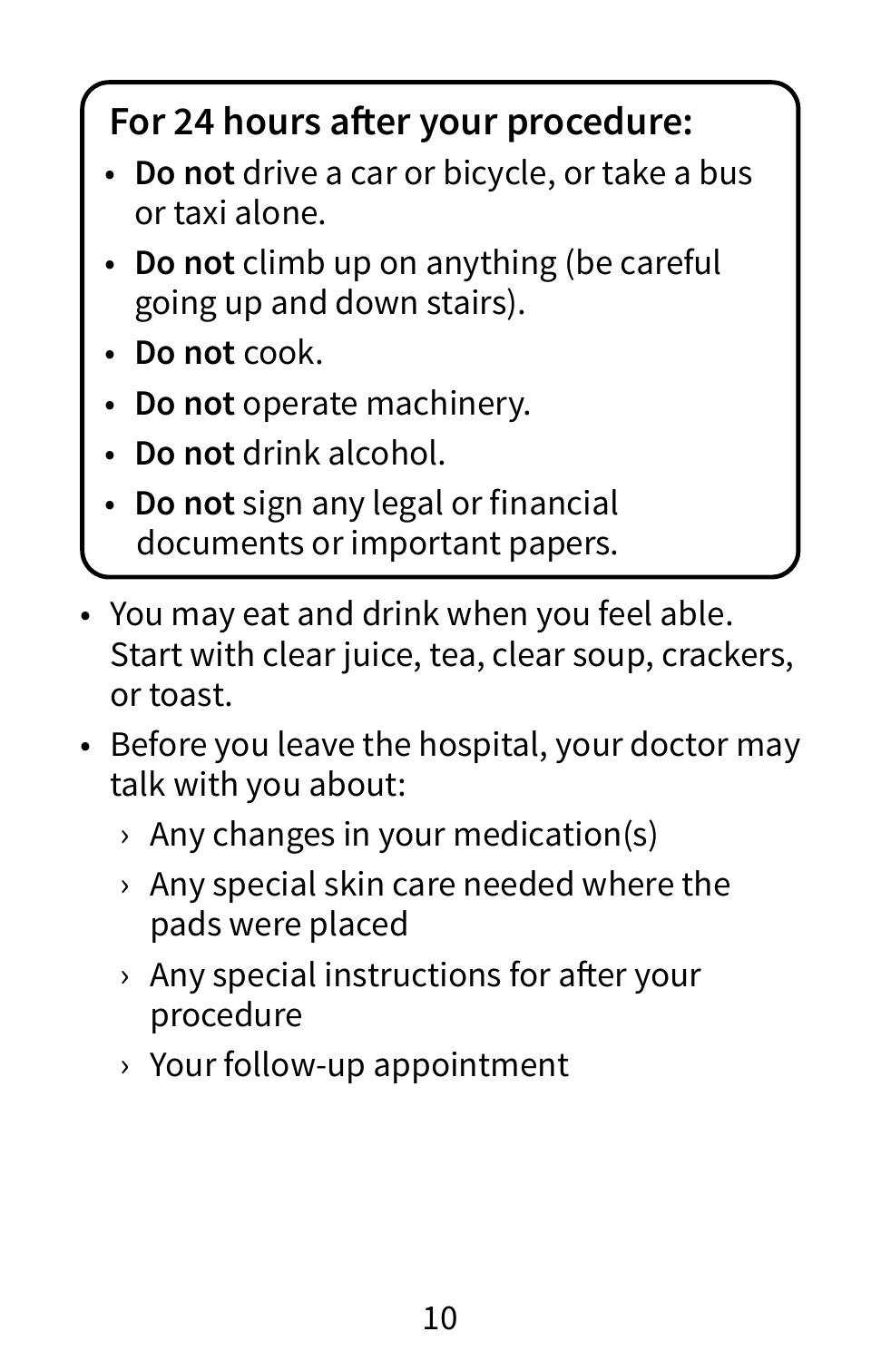**For 24 hours after your procedure:**

- **Do not** drive a car or bicycle, or take a bus or taxi alone.
- **Do not** climb up on anything (be careful going up and down stairs).
- **Do not** cook.
- **Do not** operate machinery.
- **Do not** drink alcohol.
- **Do not** sign any legal or financial documents or important papers.

- You may eat and drink when you feel able. Start with clear juice, tea, clear soup, crackers, or toast.
- Before you leave the hospital, your doctor may talk with you about:
  - Any changes in your medication(s)
  - Any special skin care needed where the pads were placed
  - Any special instructions for after your procedure
  - Your follow-up appointment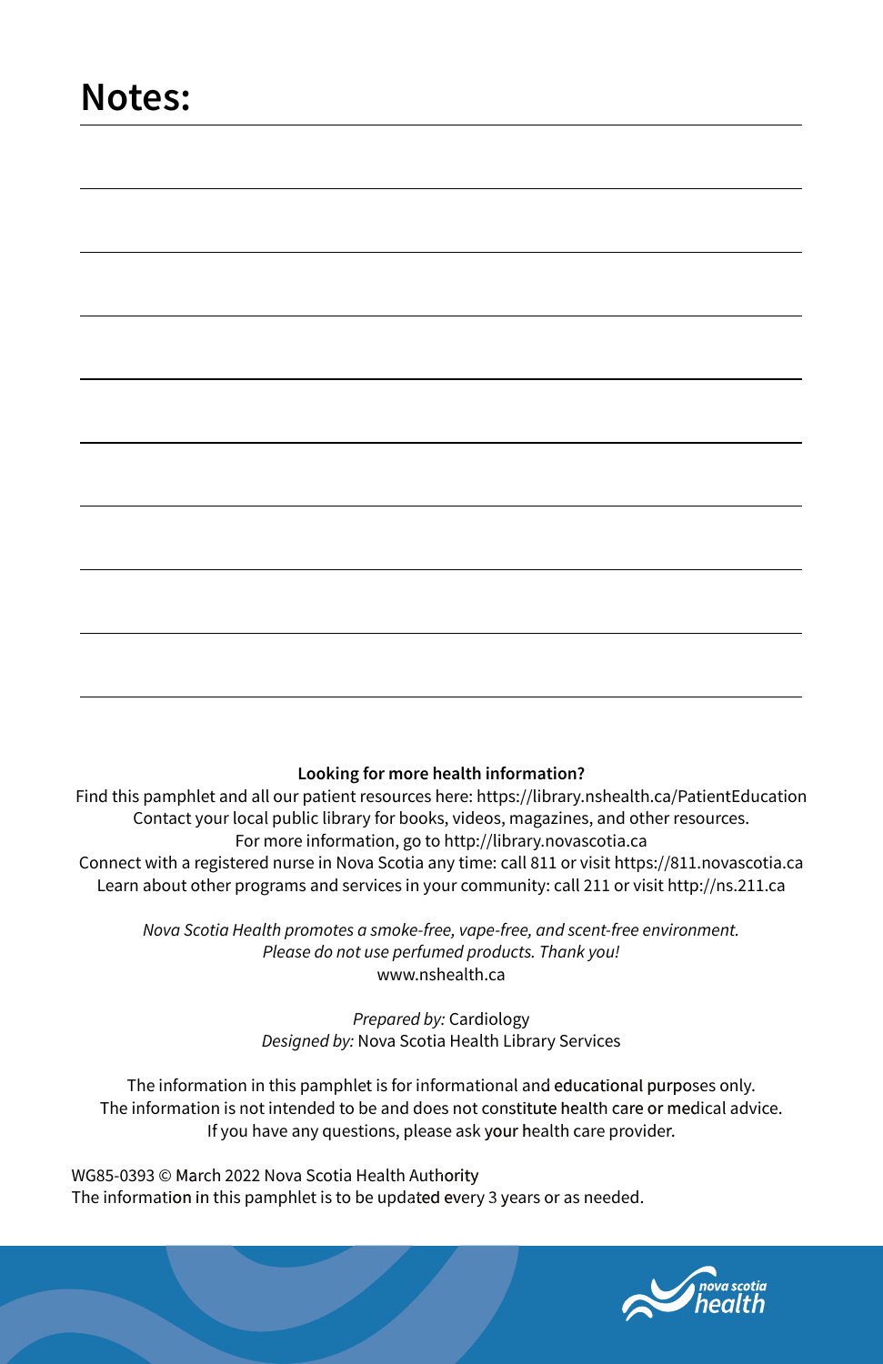# Notes:

**Looking for more health information?**

Find this pamphlet and all our patient resources here: https://library.nshealth.ca/PatientEducation
Contact your local public library for books, videos, magazines, and other resources.
For more information, go to http://library.novascotia.ca
Connect with a registered nurse in Nova Scotia any time: call 811 or visit https://811.novascotia.ca
Learn about other programs and services in your community: call 211 or visit http://ns.211.ca

*Nova Scotia Health promotes a smoke-free, vape-free, and scent-free environment.*
*Please do not use perfumed products. Thank you!*
www.nshealth.ca

*Prepared by:* Cardiology
*Designed by:* Nova Scotia Health Library Services

The information in this pamphlet is for informational and educational purposes only.
The information is not intended to be and does not constitute health care or medical advice.
If you have any questions, please ask your health care provider.

WG85-0393 © March 2022 Nova Scotia Health Authority
The information in this pamphlet is to be updated every 3 years or as needed.